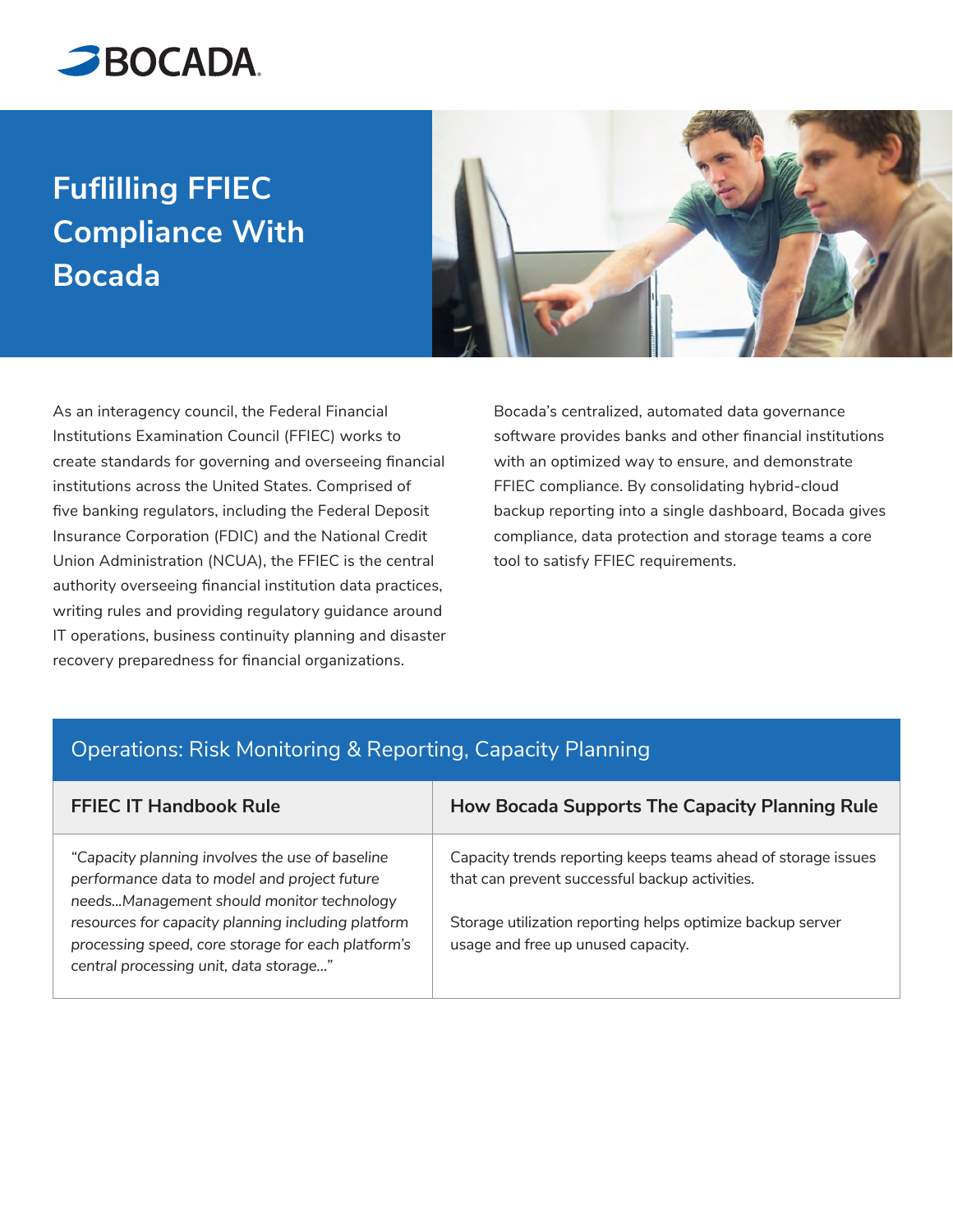# Fuflilling FFIEC Compliance With Bocada

As an interagency council, the Federal Financial Institutions Examination Council (FFIEC) works to create standards for governing and overseeing financial institutions across the United States. Comprised of five banking regulators, including the Federal Deposit Insurance Corporation (FDIC) and the National Credit Union Administration (NCUA), the FFIEC is the central authority overseeing financial institution data practices, writing rules and providing regulatory guidance around IT operations, business continuity planning and disaster recovery preparedness for financial organizations.

Bocada's centralized, automated data governance software provides banks and other financial institutions with an optimized way to ensure, and demonstrate FFIEC compliance. By consolidating hybrid-cloud backup reporting into a single dashboard, Bocada gives compliance, data protection and storage teams a core tool to satisfy FFIEC requirements.

## Operations: Risk Monitoring & Reporting, Capacity Planning

| FFIEC IT Handbook Rule | How Bocada Supports The Capacity Planning Rule |
|---|---|
| *"Capacity planning involves the use of baseline performance data to model and project future needs...Management should monitor technology resources for capacity planning including platform processing speed, core storage for each platform's central processing unit, data storage..."* | Capacity trends reporting keeps teams ahead of storage issues that can prevent successful backup activities.<br><br>Storage utilization reporting helps optimize backup server usage and free up unused capacity. |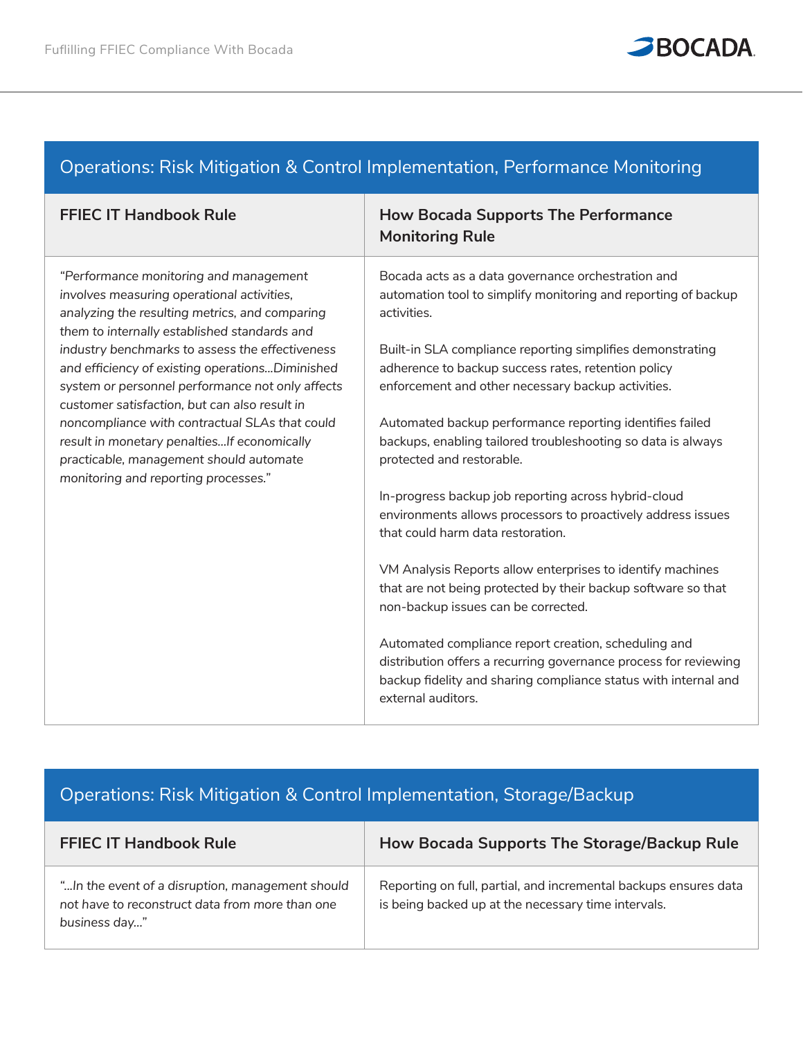## Operations: Risk Mitigation & Control Implementation, Performance Monitoring

| FFIEC IT Handbook Rule | How Bocada Supports The Performance Monitoring Rule |
| --- | --- |
| *"Performance monitoring and management involves measuring operational activities, analyzing the resulting metrics, and comparing them to internally established standards and industry benchmarks to assess the effectiveness and efficiency of existing operations...Diminished system or personnel performance not only affects customer satisfaction, but can also result in noncompliance with contractual SLAs that could result in monetary penalties...If economically practicable, management should automate monitoring and reporting processes."* | Bocada acts as a data governance orchestration and automation tool to simplify monitoring and reporting of backup activities.<br><br>Built-in SLA compliance reporting simplifies demonstrating adherence to backup success rates, retention policy enforcement and other necessary backup activities.<br><br>Automated backup performance reporting identifies failed backups, enabling tailored troubleshooting so data is always protected and restorable.<br><br>In-progress backup job reporting across hybrid-cloud environments allows processors to proactively address issues that could harm data restoration.<br><br>VM Analysis Reports allow enterprises to identify machines that are not being protected by their backup software so that non-backup issues can be corrected.<br><br>Automated compliance report creation, scheduling and distribution offers a recurring governance process for reviewing backup fidelity and sharing compliance status with internal and external auditors. |

## Operations: Risk Mitigation & Control Implementation, Storage/Backup

| FFIEC IT Handbook Rule | How Bocada Supports The Storage/Backup Rule |
| --- | --- |
| *"...In the event of a disruption, management should not have to reconstruct data from more than one business day..."* | Reporting on full, partial, and incremental backups ensures data is being backed up at the necessary time intervals. |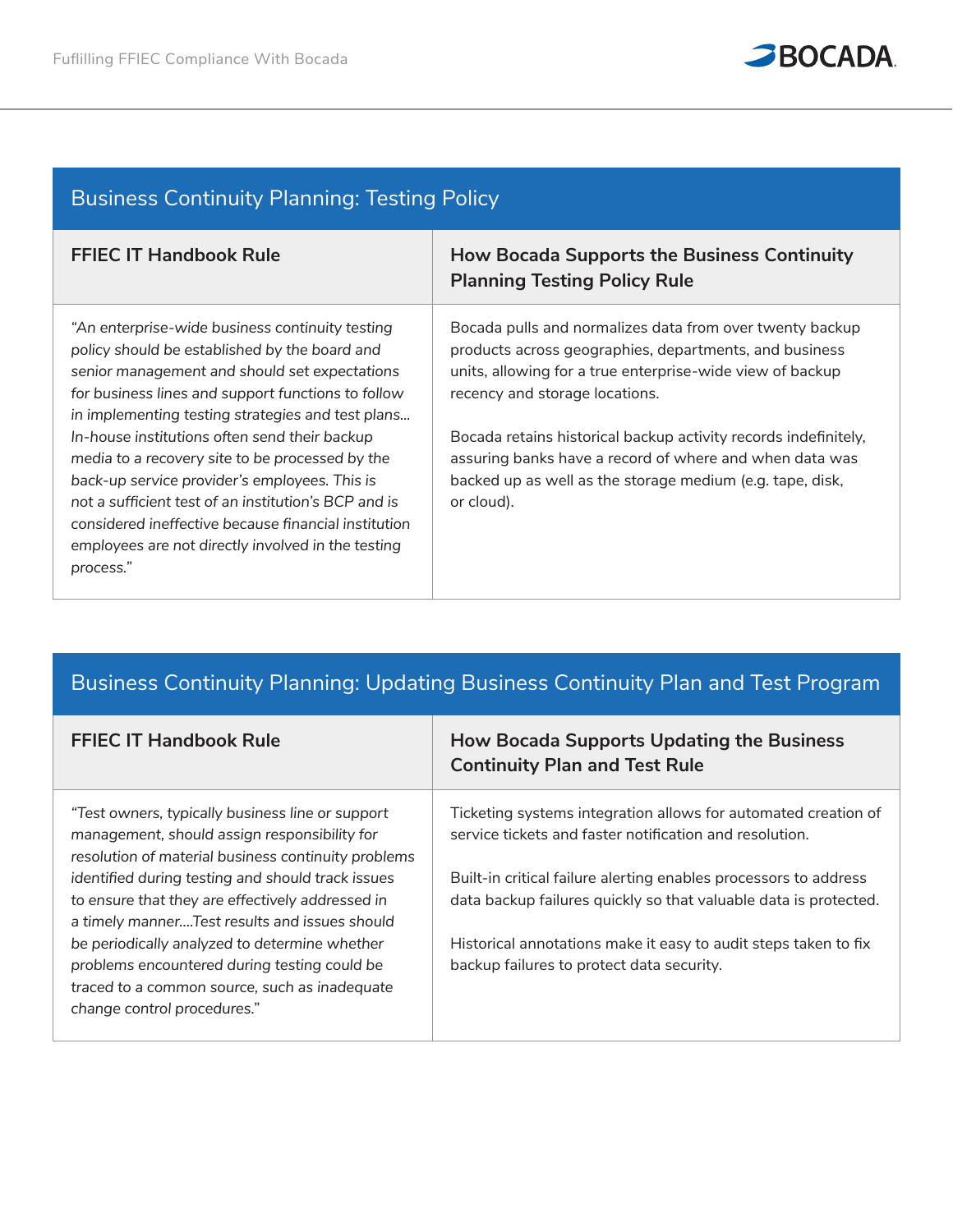## Business Continuity Planning: Testing Policy

| FFIEC IT Handbook Rule | How Bocada Supports the Business Continuity Planning Testing Policy Rule |
| --- | --- |
| *"An enterprise-wide business continuity testing policy should be established by the board and senior management and should set expectations for business lines and support functions to follow in implementing testing strategies and test plans... In-house institutions often send their backup media to a recovery site to be processed by the back-up service provider's employees. This is not a sufficient test of an institution's BCP and is considered ineffective because financial institution employees are not directly involved in the testing process."* | Bocada pulls and normalizes data from over twenty backup products across geographies, departments, and business units, allowing for a true enterprise-wide view of backup recency and storage locations.<br><br>Bocada retains historical backup activity records indefinitely, assuring banks have a record of where and when data was backed up as well as the storage medium (e.g. tape, disk, or cloud). |

## Business Continuity Planning: Updating Business Continuity Plan and Test Program

| FFIEC IT Handbook Rule | How Bocada Supports Updating the Business Continuity Plan and Test Rule |
| --- | --- |
| *"Test owners, typically business line or support management, should assign responsibility for resolution of material business continuity problems identified during testing and should track issues to ensure that they are effectively addressed in a timely manner....Test results and issues should be periodically analyzed to determine whether problems encountered during testing could be traced to a common source, such as inadequate change control procedures."* | Ticketing systems integration allows for automated creation of service tickets and faster notification and resolution.<br><br>Built-in critical failure alerting enables processors to address data backup failures quickly so that valuable data is protected.<br><br>Historical annotations make it easy to audit steps taken to fix backup failures to protect data security. |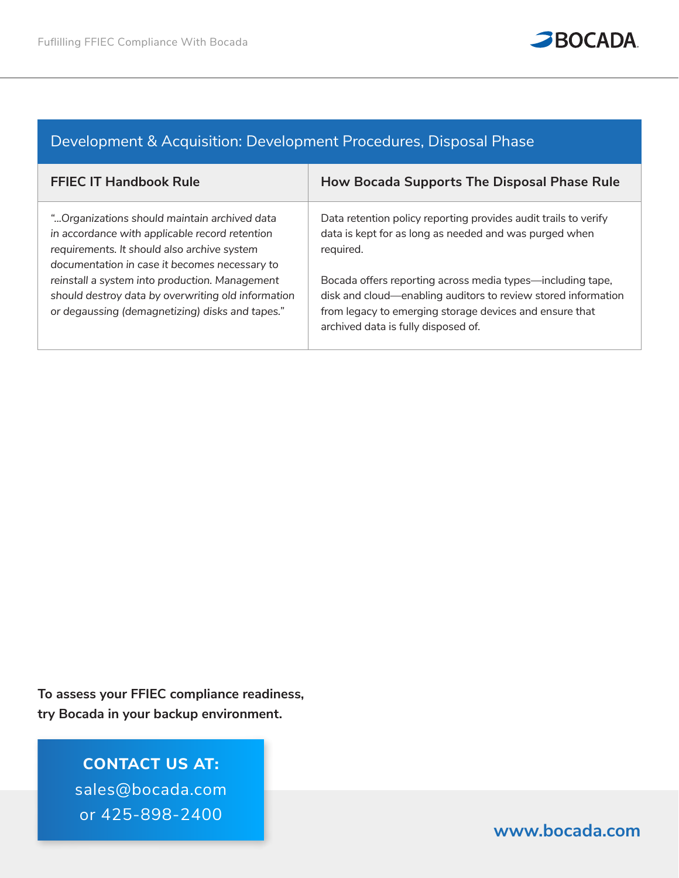## Development & Acquisition: Development Procedures, Disposal Phase

| FFIEC IT Handbook Rule | How Bocada Supports The Disposal Phase Rule |
|---|---|
| *"...Organizations should maintain archived data in accordance with applicable record retention requirements. It should also archive system documentation in case it becomes necessary to reinstall a system into production. Management should destroy data by overwriting old information or degaussing (demagnetizing) disks and tapes."* | Data retention policy reporting provides audit trails to verify data is kept for as long as needed and was purged when required.<br><br>Bocada offers reporting across media types—including tape, disk and cloud—enabling auditors to review stored information from legacy to emerging storage devices and ensure that archived data is fully disposed of. |

**To assess your FFIEC compliance readiness, try Bocada in your backup environment.**

**CONTACT US AT:**
sales@bocada.com
or 425-898-2400

**www.bocada.com**